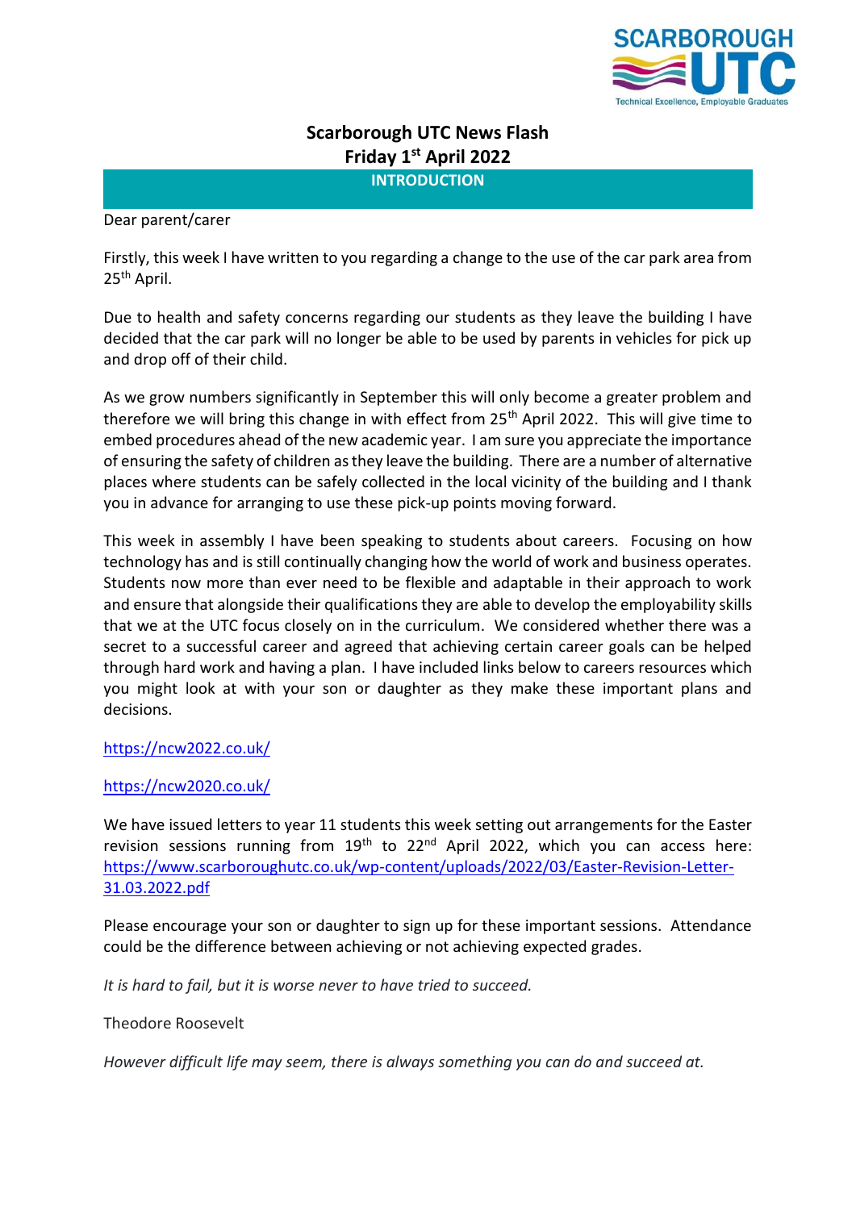# Scarborough UTC News Flash
## Friday 1st April 2022

### INTRODUCTION

Dear parent/carer

Firstly, this week I have written to you regarding a change to the use of the car park area from 25th April.

Due to health and safety concerns regarding our students as they leave the building I have decided that the car park will no longer be able to be used by parents in vehicles for pick up and drop off of their child.

As we grow numbers significantly in September this will only become a greater problem and therefore we will bring this change in with effect from 25th April 2022. This will give time to embed procedures ahead of the new academic year. I am sure you appreciate the importance of ensuring the safety of children as they leave the building. There are a number of alternative places where students can be safely collected in the local vicinity of the building and I thank you in advance for arranging to use these pick-up points moving forward.

This week in assembly I have been speaking to students about careers. Focusing on how technology has and is still continually changing how the world of work and business operates. Students now more than ever need to be flexible and adaptable in their approach to work and ensure that alongside their qualifications they are able to develop the employability skills that we at the UTC focus closely on in the curriculum. We considered whether there was a secret to a successful career and agreed that achieving certain career goals can be helped through hard work and having a plan. I have included links below to careers resources which you might look at with your son or daughter as they make these important plans and decisions.

https://ncw2022.co.uk/

https://ncw2020.co.uk/

We have issued letters to year 11 students this week setting out arrangements for the Easter revision sessions running from 19th to 22nd April 2022, which you can access here: https://www.scarboroughutc.co.uk/wp-content/uploads/2022/03/Easter-Revision-Letter-31.03.2022.pdf

Please encourage your son or daughter to sign up for these important sessions. Attendance could be the difference between achieving or not achieving expected grades.

*It is hard to fail, but it is worse never to have tried to succeed.*

Theodore Roosevelt

*However difficult life may seem, there is always something you can do and succeed at.*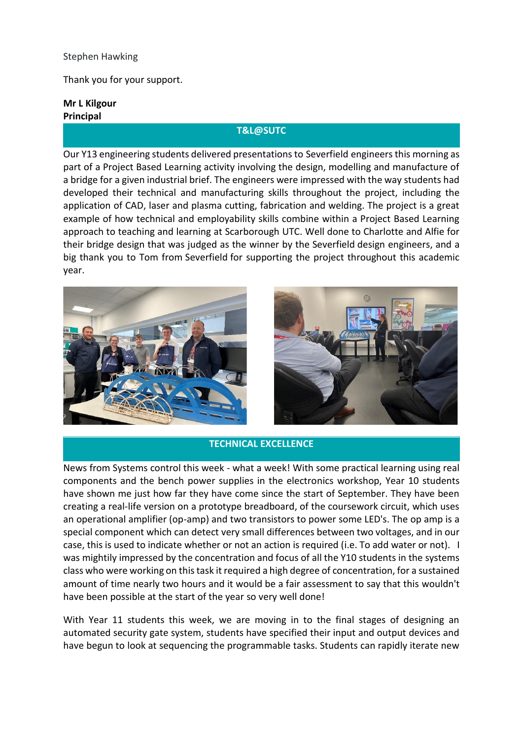Stephen Hawking

Thank you for your support.

**Mr L Kilgour**
**Principal**

## T&L@SUTC

Our Y13 engineering students delivered presentations to Severfield engineers this morning as part of a Project Based Learning activity involving the design, modelling and manufacture of a bridge for a given industrial brief. The engineers were impressed with the way students had developed their technical and manufacturing skills throughout the project, including the application of CAD, laser and plasma cutting, fabrication and welding. The project is a great example of how technical and employability skills combine within a Project Based Learning approach to teaching and learning at Scarborough UTC. Well done to Charlotte and Alfie for their bridge design that was judged as the winner by the Severfield design engineers, and a big thank you to Tom from Severfield for supporting the project throughout this academic year.

## TECHNICAL EXCELLENCE

News from Systems control this week - what a week! With some practical learning using real components and the bench power supplies in the electronics workshop, Year 10 students have shown me just how far they have come since the start of September. They have been creating a real-life version on a prototype breadboard, of the coursework circuit, which uses an operational amplifier (op-amp) and two transistors to power some LED's. The op amp is a special component which can detect very small differences between two voltages, and in our case, this is used to indicate whether or not an action is required (i.e. To add water or not). I was mightily impressed by the concentration and focus of all the Y10 students in the systems class who were working on this task it required a high degree of concentration, for a sustained amount of time nearly two hours and it would be a fair assessment to say that this wouldn't have been possible at the start of the year so very well done!

With Year 11 students this week, we are moving in to the final stages of designing an automated security gate system, students have specified their input and output devices and have begun to look at sequencing the programmable tasks. Students can rapidly iterate new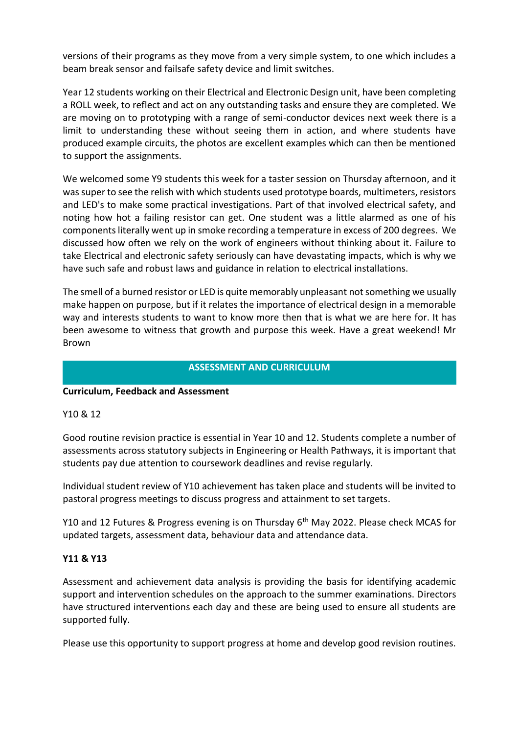versions of their programs as they move from a very simple system, to one which includes a beam break sensor and failsafe safety device and limit switches.

Year 12 students working on their Electrical and Electronic Design unit, have been completing a ROLL week, to reflect and act on any outstanding tasks and ensure they are completed. We are moving on to prototyping with a range of semi-conductor devices next week there is a limit to understanding these without seeing them in action, and where students have produced example circuits, the photos are excellent examples which can then be mentioned to support the assignments.

We welcomed some Y9 students this week for a taster session on Thursday afternoon, and it was super to see the relish with which students used prototype boards, multimeters, resistors and LED's to make some practical investigations. Part of that involved electrical safety, and noting how hot a failing resistor can get. One student was a little alarmed as one of his components literally went up in smoke recording a temperature in excess of 200 degrees. We discussed how often we rely on the work of engineers without thinking about it. Failure to take Electrical and electronic safety seriously can have devastating impacts, which is why we have such safe and robust laws and guidance in relation to electrical installations.

The smell of a burned resistor or LED is quite memorably unpleasant not something we usually make happen on purpose, but if it relates the importance of electrical design in a memorable way and interests students to want to know more then that is what we are here for. It has been awesome to witness that growth and purpose this week. Have a great weekend! Mr Brown

## ASSESSMENT AND CURRICULUM

**Curriculum, Feedback and Assessment**

Y10 & 12

Good routine revision practice is essential in Year 10 and 12. Students complete a number of assessments across statutory subjects in Engineering or Health Pathways, it is important that students pay due attention to coursework deadlines and revise regularly.

Individual student review of Y10 achievement has taken place and students will be invited to pastoral progress meetings to discuss progress and attainment to set targets.

Y10 and 12 Futures & Progress evening is on Thursday 6th May 2022. Please check MCAS for updated targets, assessment data, behaviour data and attendance data.

**Y11 & Y13**

Assessment and achievement data analysis is providing the basis for identifying academic support and intervention schedules on the approach to the summer examinations. Directors have structured interventions each day and these are being used to ensure all students are supported fully.

Please use this opportunity to support progress at home and develop good revision routines.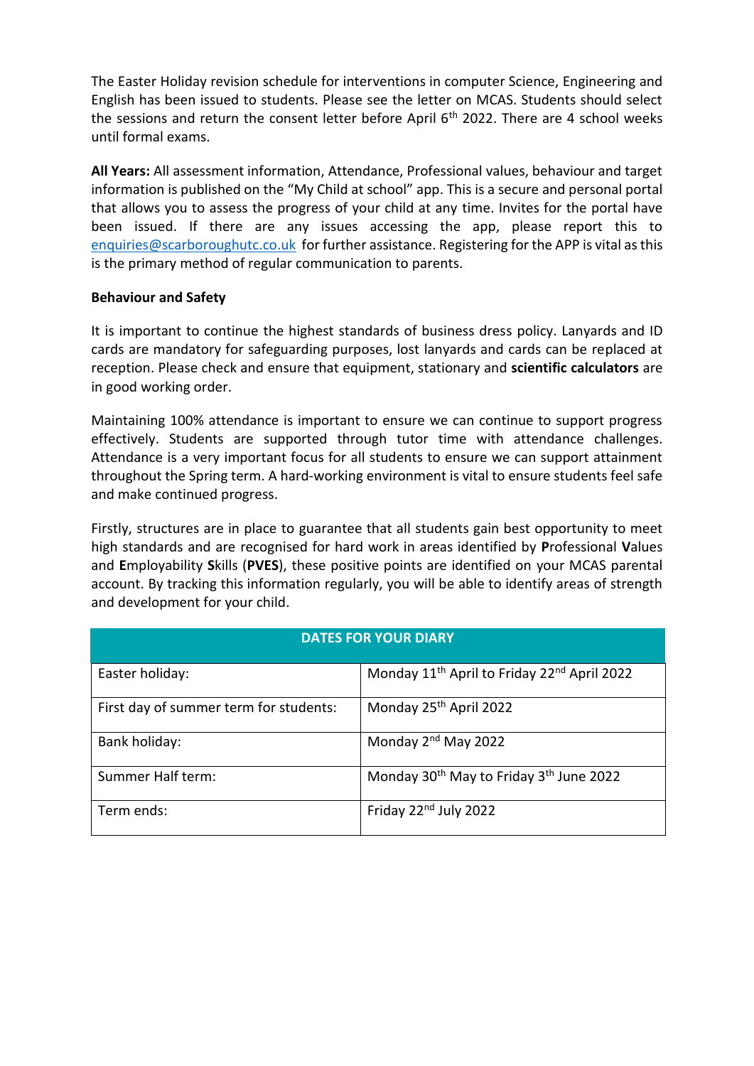The Easter Holiday revision schedule for interventions in computer Science, Engineering and English has been issued to students. Please see the letter on MCAS. Students should select the sessions and return the consent letter before April 6th 2022. There are 4 school weeks until formal exams.

**All Years:** All assessment information, Attendance, Professional values, behaviour and target information is published on the "My Child at school" app. This is a secure and personal portal that allows you to assess the progress of your child at any time. Invites for the portal have been issued. If there are any issues accessing the app, please report this to enquiries@scarboroughutc.co.uk for further assistance. Registering for the APP is vital as this is the primary method of regular communication to parents.

**Behaviour and Safety**

It is important to continue the highest standards of business dress policy. Lanyards and ID cards are mandatory for safeguarding purposes, lost lanyards and cards can be replaced at reception. Please check and ensure that equipment, stationary and **scientific calculators** are in good working order.

Maintaining 100% attendance is important to ensure we can continue to support progress effectively. Students are supported through tutor time with attendance challenges. Attendance is a very important focus for all students to ensure we can support attainment throughout the Spring term. A hard-working environment is vital to ensure students feel safe and make continued progress.

Firstly, structures are in place to guarantee that all students gain best opportunity to meet high standards and are recognised for hard work in areas identified by **P**rofessional **V**alues and **E**mployability **S**kills (**PVES**), these positive points are identified on your MCAS parental account. By tracking this information regularly, you will be able to identify areas of strength and development for your child.

| DATES FOR YOUR DIARY | |
|---|---|
| Easter holiday: | Monday 11th April to Friday 22nd April 2022 |
| First day of summer term for students: | Monday 25th April 2022 |
| Bank holiday: | Monday 2nd May 2022 |
| Summer Half term: | Monday 30th May to Friday 3th June 2022 |
| Term ends: | Friday 22nd July 2022 |